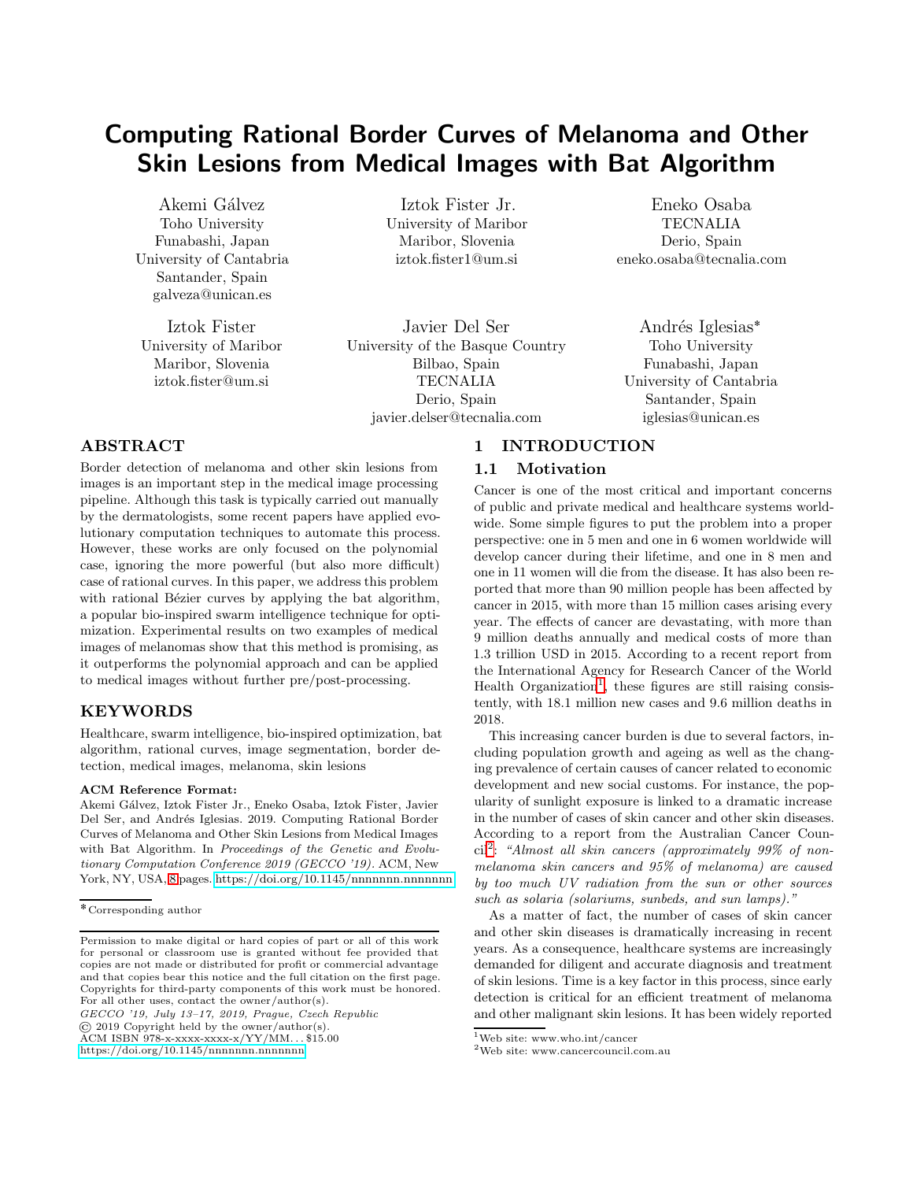# Computing Rational Border Curves of Melanoma and Other Skin Lesions from Medical Images with Bat Algorithm

Akemi Gálvez
Toho University
Funabashi, Japan
University of Cantabria
Santander, Spain
galveza@unican.es

Iztok Fister Jr.
University of Maribor
Maribor, Slovenia
iztok.fister1@um.si

Eneko Osaba
TECNALIA
Derio, Spain
eneko.osaba@tecnalia.com

Iztok Fister
University of Maribor
Maribor, Slovenia
iztok.fister@um.si

Javier Del Ser
University of the Basque Country
Bilbao, Spain
TECNALIA
Derio, Spain
javier.delser@tecnalia.com

Andrés Iglesias*
Toho University
Funabashi, Japan
University of Cantabria
Santander, Spain
iglesias@unican.es

## ABSTRACT

Border detection of melanoma and other skin lesions from images is an important step in the medical image processing pipeline. Although this task is typically carried out manually by the dermatologists, some recent papers have applied evolutionary computation techniques to automate this process. However, these works are only focused on the polynomial case, ignoring the more powerful (but also more difficult) case of rational curves. In this paper, we address this problem with rational Bézier curves by applying the bat algorithm, a popular bio-inspired swarm intelligence technique for optimization. Experimental results on two examples of medical images of melanomas show that this method is promising, as it outperforms the polynomial approach and can be applied to medical images without further pre/post-processing.

## KEYWORDS

Healthcare, swarm intelligence, bio-inspired optimization, bat algorithm, rational curves, image segmentation, border detection, medical images, melanoma, skin lesions

**ACM Reference Format:**
Akemi Gálvez, Iztok Fister Jr., Eneko Osaba, Iztok Fister, Javier Del Ser, and Andrés Iglesias. 2019. Computing Rational Border Curves of Melanoma and Other Skin Lesions from Medical Images with Bat Algorithm. In *Proceedings of the Genetic and Evolutionary Computation Conference 2019 (GECCO '19)*. ACM, New York, NY, USA, 8 pages. https://doi.org/10.1145/nnnnnnn.nnnnnnn

*Corresponding author

Permission to make digital or hard copies of part or all of this work for personal or classroom use is granted without fee provided that copies are not made or distributed for profit or commercial advantage and that copies bear this notice and the full citation on the first page. Copyrights for third-party components of this work must be honored. For all other uses, contact the owner/author(s).
*GECCO '19, July 13–17, 2019, Prague, Czech Republic*
© 2019 Copyright held by the owner/author(s).
ACM ISBN 978-x-xxxx-xxxx-x/YY/MM...$15.00
https://doi.org/10.1145/nnnnnnn.nnnnnnn

## 1 INTRODUCTION

### 1.1 Motivation

Cancer is one of the most critical and important concerns of public and private medical and healthcare systems worldwide. Some simple figures to put the problem into a proper perspective: one in 5 men and one in 6 women worldwide will develop cancer during their lifetime, and one in 8 men and one in 11 women will die from the disease. It has also been reported that more than 90 million people has been affected by cancer in 2015, with more than 15 million cases arising every year. The effects of cancer are devastating, with more than 9 million deaths annually and medical costs of more than 1.3 trillion USD in 2015. According to a recent report from the International Agency for Research Cancer of the World Health Organization[1], these figures are still raising consistently, with 18.1 million new cases and 9.6 million deaths in 2018.

This increasing cancer burden is due to several factors, including population growth and ageing as well as the changing prevalence of certain causes of cancer related to economic development and new social customs. For instance, the popularity of sunlight exposure is linked to a dramatic increase in the number of cases of skin cancer and other skin diseases. According to a report from the Australian Cancer Council[2]: *"Almost all skin cancers (approximately 99% of non-melanoma skin cancers and 95% of melanoma) are caused by too much UV radiation from the sun or other sources such as solaria (solariums, sunbeds, and sun lamps)."*

As a matter of fact, the number of cases of skin cancer and other skin diseases is dramatically increasing in recent years. As a consequence, healthcare systems are increasingly demanded for diligent and accurate diagnosis and treatment of skin lesions. Time is a key factor in this process, since early detection is critical for an efficient treatment of melanoma and other malignant skin lesions. It has been widely reported

[1] Web site: www.who.int/cancer
[2] Web site: www.cancercouncil.com.au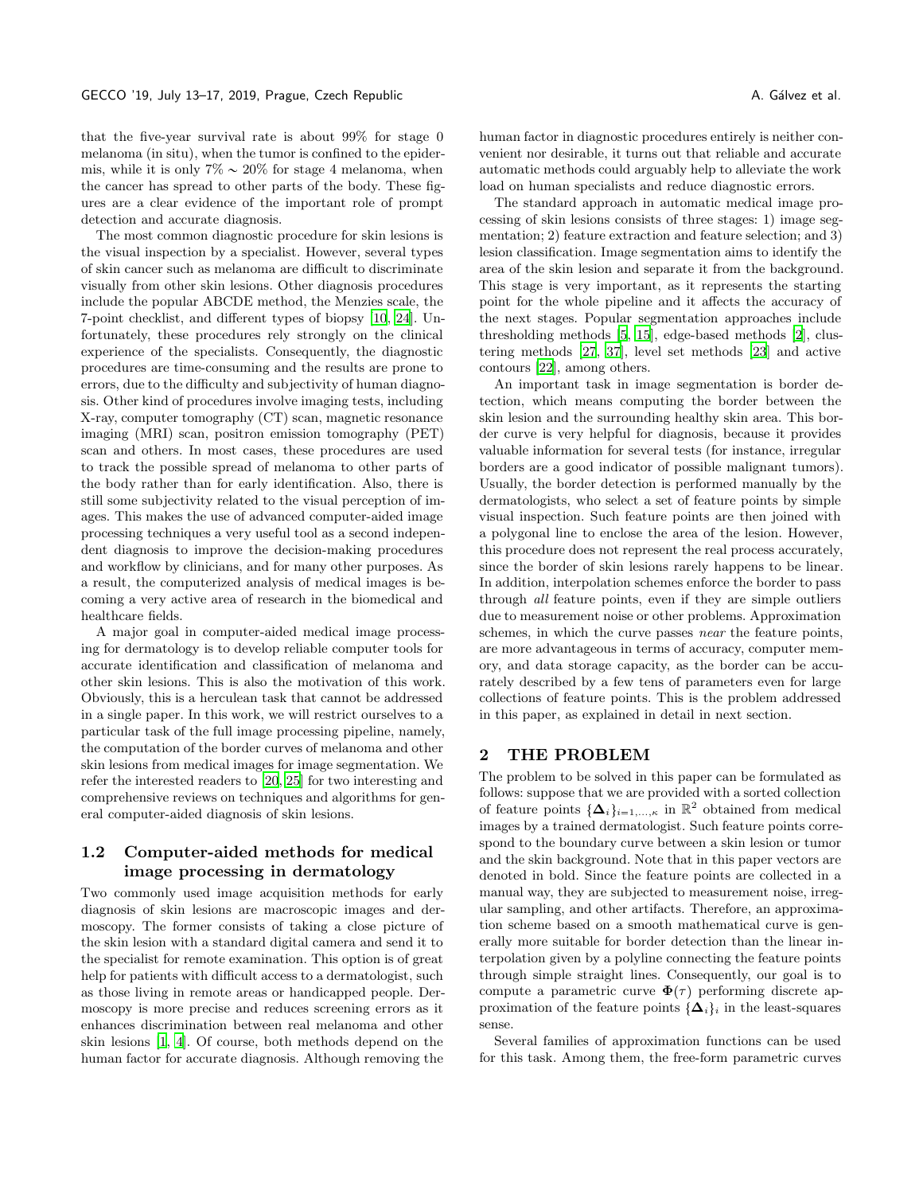that the five-year survival rate is about 99% for stage 0 melanoma (in situ), when the tumor is confined to the epidermis, while it is only $7\% \sim 20\%$ for stage 4 melanoma, when the cancer has spread to other parts of the body. These figures are a clear evidence of the important role of prompt detection and accurate diagnosis.

The most common diagnostic procedure for skin lesions is the visual inspection by a specialist. However, several types of skin cancer such as melanoma are difficult to discriminate visually from other skin lesions. Other diagnosis procedures include the popular ABCDE method, the Menzies scale, the 7-point checklist, and different types of biopsy [10, 24]. Unfortunately, these procedures rely strongly on the clinical experience of the specialists. Consequently, the diagnostic procedures are time-consuming and the results are prone to errors, due to the difficulty and subjectivity of human diagnosis. Other kind of procedures involve imaging tests, including X-ray, computer tomography (CT) scan, magnetic resonance imaging (MRI) scan, positron emission tomography (PET) scan and others. In most cases, these procedures are used to track the possible spread of melanoma to other parts of the body rather than for early identification. Also, there is still some subjectivity related to the visual perception of images. This makes the use of advanced computer-aided image processing techniques a very useful tool as a second independent diagnosis to improve the decision-making procedures and workflow by clinicians, and for many other purposes. As a result, the computerized analysis of medical images is becoming a very active area of research in the biomedical and healthcare fields.

A major goal in computer-aided medical image processing for dermatology is to develop reliable computer tools for accurate identification and classification of melanoma and other skin lesions. This is also the motivation of this work. Obviously, this is a herculean task that cannot be addressed in a single paper. In this work, we will restrict ourselves to a particular task of the full image processing pipeline, namely, the computation of the border curves of melanoma and other skin lesions from medical images for image segmentation. We refer the interested readers to [20, 25] for two interesting and comprehensive reviews on techniques and algorithms for general computer-aided diagnosis of skin lesions.

### 1.2 Computer-aided methods for medical image processing in dermatology

Two commonly used image acquisition methods for early diagnosis of skin lesions are macroscopic images and dermoscopy. The former consists of taking a close picture of the skin lesion with a standard digital camera and send it to the specialist for remote examination. This option is of great help for patients with difficult access to a dermatologist, such as those living in remote areas or handicapped people. Dermoscopy is more precise and reduces screening errors as it enhances discrimination between real melanoma and other skin lesions [1, 4]. Of course, both methods depend on the human factor for accurate diagnosis. Although removing the human factor in diagnostic procedures entirely is neither convenient nor desirable, it turns out that reliable and accurate automatic methods could arguably help to alleviate the work load on human specialists and reduce diagnostic errors.

The standard approach in automatic medical image processing of skin lesions consists of three stages: 1) image segmentation; 2) feature extraction and feature selection; and 3) lesion classification. Image segmentation aims to identify the area of the skin lesion and separate it from the background. This stage is very important, as it represents the starting point for the whole pipeline and it affects the accuracy of the next stages. Popular segmentation approaches include thresholding methods [5, 15], edge-based methods [2], clustering methods [27, 37], level set methods [23] and active contours [22], among others.

An important task in image segmentation is border detection, which means computing the border between the skin lesion and the surrounding healthy skin area. This border curve is very helpful for diagnosis, because it provides valuable information for several tests (for instance, irregular borders are a good indicator of possible malignant tumors). Usually, the border detection is performed manually by the dermatologists, who select a set of feature points by simple visual inspection. Such feature points are then joined with a polygonal line to enclose the area of the lesion. However, this procedure does not represent the real process accurately, since the border of skin lesions rarely happens to be linear. In addition, interpolation schemes enforce the border to pass through *all* feature points, even if they are simple outliers due to measurement noise or other problems. Approximation schemes, in which the curve passes *near* the feature points, are more advantageous in terms of accuracy, computer memory, and data storage capacity, as the border can be accurately described by a few tens of parameters even for large collections of feature points. This is the problem addressed in this paper, as explained in detail in next section.

## 2 THE PROBLEM

The problem to be solved in this paper can be formulated as follows: suppose that we are provided with a sorted collection of feature points $\{\mathbf{\Delta}_i\}_{i=1,\dots,\kappa}$ in $\mathbb{R}^2$ obtained from medical images by a trained dermatologist. Such feature points correspond to the boundary curve between a skin lesion or tumor and the skin background. Note that in this paper vectors are denoted in bold. Since the feature points are collected in a manual way, they are subjected to measurement noise, irregular sampling, and other artifacts. Therefore, an approximation scheme based on a smooth mathematical curve is generally more suitable for border detection than the linear interpolation given by a polyline connecting the feature points through simple straight lines. Consequently, our goal is to compute a parametric curve $\mathbf{\Phi}(\tau)$ performing discrete approximation of the feature points $\{\mathbf{\Delta}_i\}_i$ in the least-squares sense.

Several families of approximation functions can be used for this task. Among them, the free-form parametric curves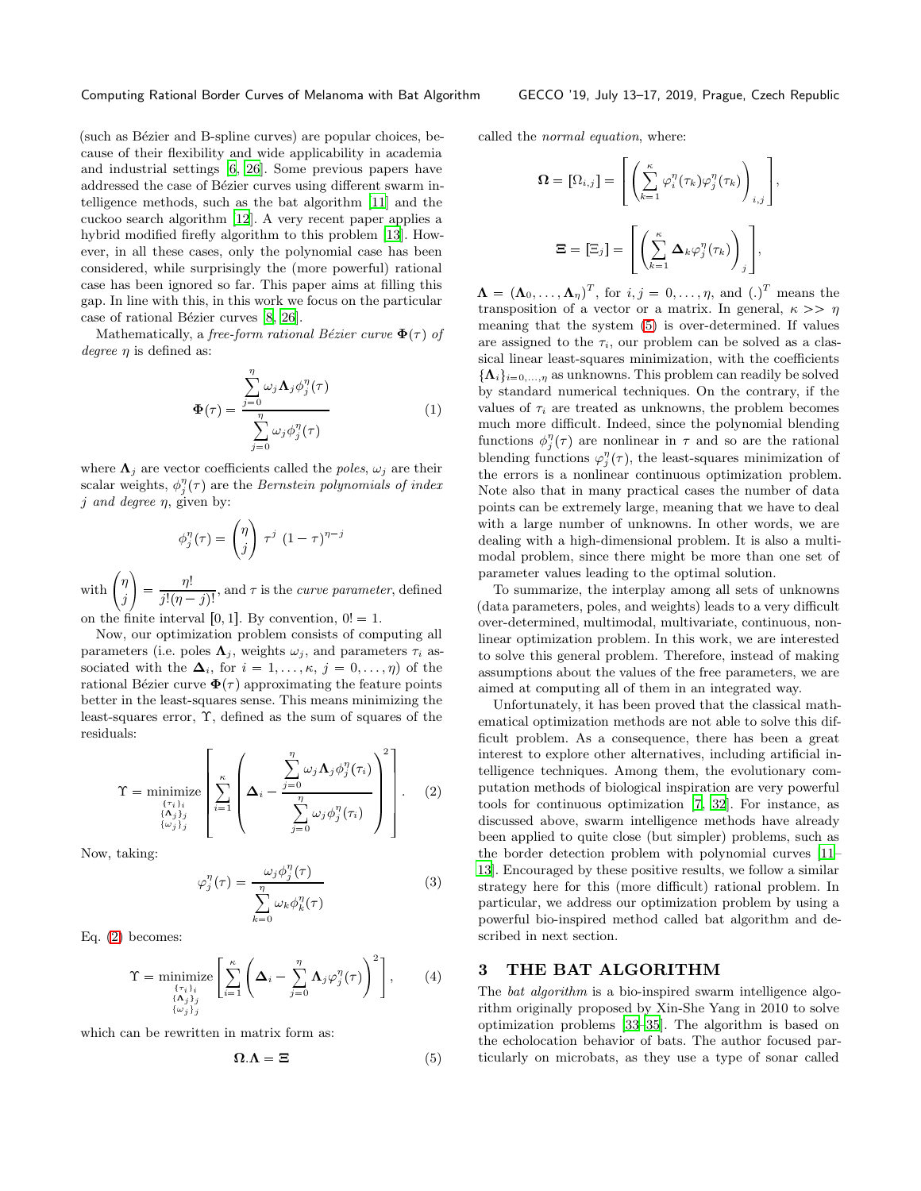(such as Bézier and B-spline curves) are popular choices, because of their flexibility and wide applicability in academia and industrial settings [6, 26]. Some previous papers have addressed the case of Bézier curves using different swarm intelligence methods, such as the bat algorithm [11] and the cuckoo search algorithm [12]. A very recent paper applies a hybrid modified firefly algorithm to this problem [13]. However, in all these cases, only the polynomial case has been considered, while surprisingly the (more powerful) rational case has been ignored so far. This paper aims at filling this gap. In line with this, in this work we focus on the particular case of rational Bézier curves [8, 26].

Mathematically, a *free-form rational Bézier curve* $\mathbf{\Phi}(\tau)$ *of degree* $\eta$ is defined as:

$$\mathbf{\Phi}(\tau) = \frac{\sum_{j=0}^{\eta} \omega_j \mathbf{\Lambda}_j \phi_j^{\eta}(\tau)}{\sum_{j=0}^{\eta} \omega_j \phi_j^{\eta}(\tau)} \tag{1}$$

where $\mathbf{\Lambda}_j$ are vector coefficients called the *poles*, $\omega_j$ are their scalar weights, $\phi_j^{\eta}(\tau)$ are the *Bernstein polynomials of index* $j$ *and degree* $\eta$, given by:

$$\phi_j^{\eta}(\tau) = \binom{\eta}{j} \tau^j \, (1-\tau)^{\eta - j}$$

with $\binom{\eta}{j} = \frac{\eta!}{j!(\eta-j)!}$, and $\tau$ is the *curve parameter*, defined on the finite interval $[0, 1]$. By convention, $0! = 1$.

Now, our optimization problem consists of computing all parameters (i.e. poles $\mathbf{\Lambda}_j$, weights $\omega_j$, and parameters $\tau_i$ associated with the $\mathbf{\Delta}_i$, for $i = 1, \ldots, \kappa$, $j = 0, \ldots, \eta$) of the rational Bézier curve $\mathbf{\Phi}(\tau)$ approximating the feature points better in the least-squares sense. This means minimizing the least-squares error, $\Upsilon$, defined as the sum of squares of the residuals:

$$\Upsilon = \underset{\substack{\{\tau_i\}_i \\ \{\mathbf{\Lambda}_j\}_j \\ \{\omega_j\}_j}}{\text{minimize}} \left[ \sum_{i=1}^{\kappa} \left( \mathbf{\Delta}_i - \frac{\sum_{j=0}^{\eta} \omega_j \mathbf{\Lambda}_j \phi_j^{\eta}(\tau_i)}{\sum_{j=0}^{\eta} \omega_j \phi_j^{\eta}(\tau_i)} \right)^2 \right]. \tag{2}$$

Now, taking:

$$\varphi_j^{\eta}(\tau) = \frac{\omega_j \phi_j^{\eta}(\tau)}{\sum_{k=0}^{\eta} \omega_k \phi_k^{\eta}(\tau)} \tag{3}$$

Eq. (2) becomes:

$$\Upsilon = \underset{\substack{\{\tau_i\}_i \\ \{\mathbf{\Lambda}_j\}_j \\ \{\omega_j\}_j}}{\text{minimize}} \left[ \sum_{i=1}^{\kappa} \left( \mathbf{\Delta}_i - \sum_{j=0}^{\eta} \mathbf{\Lambda}_j \varphi_j^{\eta}(\tau) \right)^2 \right], \tag{4}$$

which can be rewritten in matrix form as:

$$\mathbf{\Omega}.\mathbf{\Lambda} = \mathbf{\Xi} \tag{5}$$

called the *normal equation*, where:

$$\mathbf{\Omega} = [\Omega_{i,j}] = \left[ \left( \sum_{k=1}^{\kappa} \varphi_i^{\eta}(\tau_k) \varphi_j^{\eta}(\tau_k) \right)_{i,j} \right],$$

$$\mathbf{\Xi} = [\Xi_j] = \left[ \left( \sum_{k=1}^{\kappa} \mathbf{\Delta}_k \varphi_j^{\eta}(\tau_k) \right)_j \right],$$

$\mathbf{\Lambda} = (\mathbf{\Lambda}_0, \ldots, \mathbf{\Lambda}_\eta)^T$, for $i, j = 0, \ldots, \eta$, and $(.)^T$ means the transposition of a vector or a matrix. In general, $\kappa >> \eta$ meaning that the system (5) is over-determined. If values are assigned to the $\tau_i$, our problem can be solved as a classical linear least-squares minimization, with the coefficients $\{\mathbf{\Lambda}_i\}_{i=0,\ldots,\eta}$ as unknowns. This problem can readily be solved by standard numerical techniques. On the contrary, if the values of $\tau_i$ are treated as unknowns, the problem becomes much more difficult. Indeed, since the polynomial blending functions $\phi_j^{\eta}(\tau)$ are nonlinear in $\tau$ and so are the rational blending functions $\varphi_j^{\eta}(\tau)$, the least-squares minimization of the errors is a nonlinear continuous optimization problem. Note also that in many practical cases the number of data points can be extremely large, meaning that we have to deal with a large number of unknowns. In other words, we are dealing with a high-dimensional problem. It is also a multimodal problem, since there might be more than one set of parameter values leading to the optimal solution.

To summarize, the interplay among all sets of unknowns (data parameters, poles, and weights) leads to a very difficult over-determined, multimodal, multivariate, continuous, nonlinear optimization problem. In this work, we are interested to solve this general problem. Therefore, instead of making assumptions about the values of the free parameters, we are aimed at computing all of them in an integrated way.

Unfortunately, it has been proved that the classical mathematical optimization methods are not able to solve this difficult problem. As a consequence, there has been a great interest to explore other alternatives, including artificial intelligence techniques. Among them, the evolutionary computation methods of biological inspiration are very powerful tools for continuous optimization [7, 32]. For instance, as discussed above, swarm intelligence methods have already been applied to quite close (but simpler) problems, such as the border detection problem with polynomial curves [11–13]. Encouraged by these positive results, we follow a similar strategy here for this (more difficult) rational problem. In particular, we address our optimization problem by using a powerful bio-inspired method called bat algorithm and described in next section.

## 3 THE BAT ALGORITHM

The *bat algorithm* is a bio-inspired swarm intelligence algorithm originally proposed by Xin-She Yang in 2010 to solve optimization problems [33–35]. The algorithm is based on the echolocation behavior of bats. The author focused particularly on microbats, as they use a type of sonar called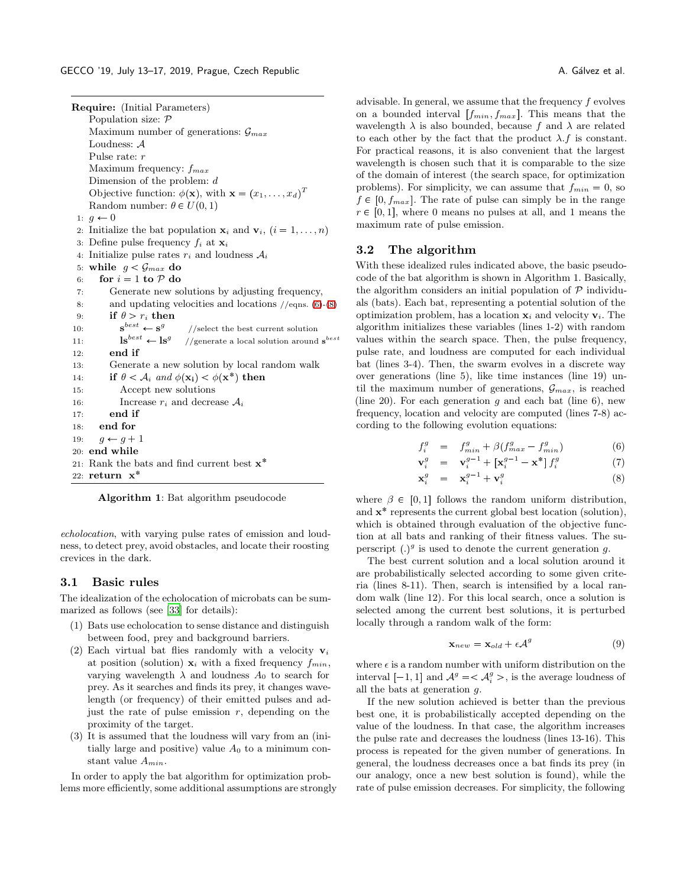**Require:** (Initial Parameters)
Population size: $\mathcal{P}$
Maximum number of generations: $\mathcal{G}_{max}$
Loudness: $\mathcal{A}$
Pulse rate: $r$
Maximum frequency: $f_{max}$
Dimension of the problem: $d$
Objective function: $\phi(\mathbf{x})$, with $\mathbf{x} = (x_1, \dots, x_d)^T$
Random number: $\theta \in U(0, 1)$

```
1: g ← 0
2: Initialize the bat population x_i and v_i, (i = 1, ..., n)
3: Define pulse frequency f_i at x_i
4: Initialize pulse rates r_i and loudness A_i
5: while g < G_max do
6:    for i = 1 to P do
7:       Generate new solutions by adjusting frequency,
8:       and updating velocities and locations //eqns. (6)-(8)
9:       if θ > r_i then
10:         s^best ← s^g          //select the best current solution
11:         ls^best ← ls^g        //generate a local solution around s^best
12:      end if
13:      Generate a new solution by local random walk
14:      if θ < A_i and φ(x_i) < φ(x*) then
15:         Accept new solutions
16:         Increase r_i and decrease A_i
17:      end if
18:   end for
19:   g ← g + 1
20: end while
21: Rank the bats and find current best x*
22: return x*
```

**Algorithm 1**: Bat algorithm pseudocode

*echolocation*, with varying pulse rates of emission and loudness, to detect prey, avoid obstacles, and locate their roosting crevices in the dark.

### 3.1 Basic rules

The idealization of the echolocation of microbats can be summarized as follows (see [33] for details):

(1) Bats use echolocation to sense distance and distinguish between food, prey and background barriers.
(2) Each virtual bat flies randomly with a velocity $\mathbf{v}_i$ at position (solution) $\mathbf{x}_i$ with a fixed frequency $f_{min}$, varying wavelength $\lambda$ and loudness $A_0$ to search for prey. As it searches and finds its prey, it changes wavelength (or frequency) of their emitted pulses and adjust the rate of pulse emission $r$, depending on the proximity of the target.
(3) It is assumed that the loudness will vary from an (initially large and positive) value $A_0$ to a minimum constant value $A_{min}$.

In order to apply the bat algorithm for optimization problems more efficiently, some additional assumptions are strongly advisable. In general, we assume that the frequency $f$ evolves on a bounded interval $[f_{min}, f_{max}]$. This means that the wavelength $\lambda$ is also bounded, because $f$ and $\lambda$ are related to each other by the fact that the product $\lambda.f$ is constant. For practical reasons, it is also convenient that the largest wavelength is chosen such that it is comparable to the size of the domain of interest (the search space, for optimization problems). For simplicity, we can assume that $f_{min} = 0$, so $f \in [0, f_{max}]$. The rate of pulse can simply be in the range $r \in [0, 1]$, where 0 means no pulses at all, and 1 means the maximum rate of pulse emission.

### 3.2 The algorithm

With these idealized rules indicated above, the basic pseudocode of the bat algorithm is shown in Algorithm 1. Basically, the algorithm considers an initial population of $\mathcal{P}$ individuals (bats). Each bat, representing a potential solution of the optimization problem, has a location $\mathbf{x}_i$ and velocity $\mathbf{v}_i$. The algorithm initializes these variables (lines 1-2) with random values within the search space. Then, the pulse frequency, pulse rate, and loudness are computed for each individual bat (lines 3-4). Then, the swarm evolves in a discrete way over generations (line 5), like time instances (line 19) until the maximum number of generations, $\mathcal{G}_{max}$, is reached (line 20). For each generation $g$ and each bat (line 6), new frequency, location and velocity are computed (lines 7-8) according to the following evolution equations:

$$f_i^g = f_{min}^g + \beta(f_{max}^g - f_{min}^g) \tag{6}$$

$$\mathbf{v}_i^g = \mathbf{v}_i^{g-1} + [\mathbf{x}_i^{g-1} - \mathbf{x}^*] f_i^g \tag{7}$$

$$\mathbf{x}_i^g = \mathbf{x}_i^{g-1} + \mathbf{v}_i^g \tag{8}$$

where $\beta \in [0, 1]$ follows the random uniform distribution, and $\mathbf{x}^*$ represents the current global best location (solution), which is obtained through evaluation of the objective function at all bats and ranking of their fitness values. The superscript $(.)^g$ is used to denote the current generation $g$.

The best current solution and a local solution around it are probabilistically selected according to some given criteria (lines 8-11). Then, search is intensified by a local random walk (line 12). For this local search, once a solution is selected among the current best solutions, it is perturbed locally through a random walk of the form:

$$\mathbf{x}_{new} = \mathbf{x}_{old} + \epsilon \mathcal{A}^g \tag{9}$$

where $\epsilon$ is a random number with uniform distribution on the interval $[-1, 1]$ and $\mathcal{A}^g = <\mathcal{A}_i^g>$, is the average loudness of all the bats at generation $g$.

If the new solution achieved is better than the previous best one, it is probabilistically accepted depending on the value of the loudness. In that case, the algorithm increases the pulse rate and decreases the loudness (lines 13-16). This process is repeated for the given number of generations. In general, the loudness decreases once a bat finds its prey (in our analogy, once a new best solution is found), while the rate of pulse emission decreases. For simplicity, the following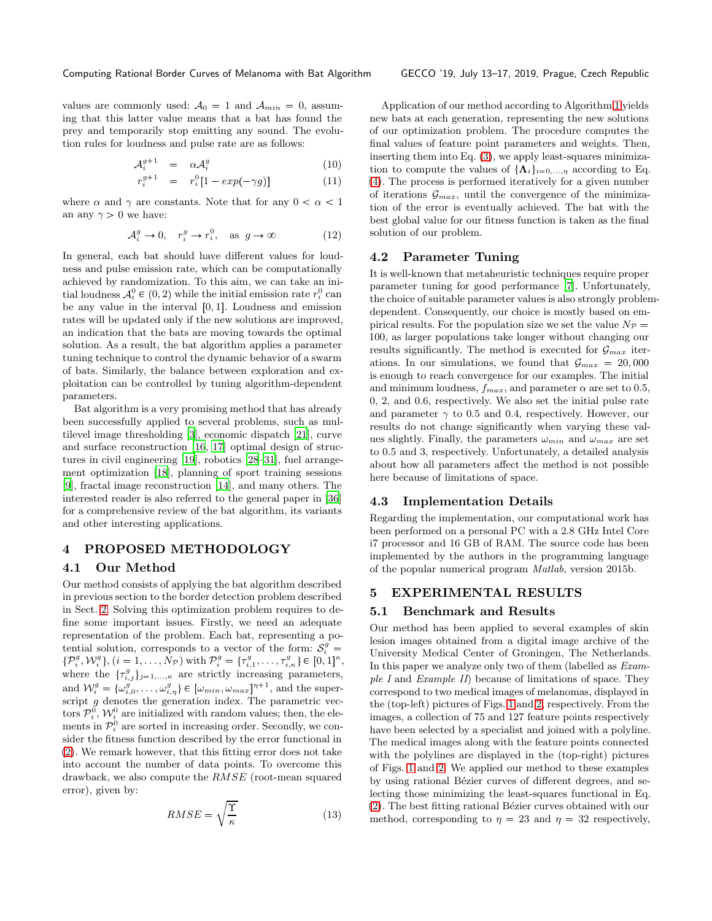values are commonly used: $\mathcal{A}_0 = 1$ and $\mathcal{A}_{min} = 0$, assuming that this latter value means that a bat has found the prey and temporarily stop emitting any sound. The evolution rules for loudness and pulse rate are as follows:

$$\mathcal{A}_i^{g+1} = \alpha \mathcal{A}_i^g \tag{10}$$

$$r_i^{g+1} = r_i^0[1 - exp(-\gamma g)] \tag{11}$$

where $\alpha$ and $\gamma$ are constants. Note that for any $0 < \alpha < 1$ an any $\gamma > 0$ we have:

$$\mathcal{A}_i^g \to 0, \quad r_i^g \to r_i^0, \quad \text{as } g \to \infty \tag{12}$$

In general, each bat should have different values for loudness and pulse emission rate, which can be computationally achieved by randomization. To this aim, we can take an initial loudness $\mathcal{A}_i^0 \in (0, 2)$ while the initial emission rate $r_i^0$ can be any value in the interval $[0, 1]$. Loudness and emission rates will be updated only if the new solutions are improved, an indication that the bats are moving towards the optimal solution. As a result, the bat algorithm applies a parameter tuning technique to control the dynamic behavior of a swarm of bats. Similarly, the balance between exploration and exploitation can be controlled by tuning algorithm-dependent parameters.

Bat algorithm is a very promising method that has already been successfully applied to several problems, such as multilevel image thresholding [3], economic dispatch [21], curve and surface reconstruction [16, 17] optimal design of structures in civil engineering [19], robotics [28–31], fuel arrangement optimization [18], planning of sport training sessions [9], fractal image reconstruction [14], and many others. The interested reader is also referred to the general paper in [36] for a comprehensive review of the bat algorithm, its variants and other interesting applications.

## 4 PROPOSED METHODOLOGY

### 4.1 Our Method

Our method consists of applying the bat algorithm described in previous section to the border detection problem described in Sect. 2. Solving this optimization problem requires to define some important issues. Firstly, we need an adequate representation of the problem. Each bat, representing a potential solution, corresponds to a vector of the form: $\mathcal{S}_i^g = \{\mathcal{P}_i^g, \mathcal{W}_i^g\}, (i = 1, \ldots, N_{\mathcal{P}})$ with $\mathcal{P}_i^g = \{\tau_{i,1}^g, \ldots, \tau_{i,\kappa}^g\} \in [0, 1]^\kappa$, where the $\{\tau_{i,j}^g\}_{j=1,\ldots,\kappa}$ are strictly increasing parameters, and $\mathcal{W}_i^g = \{\omega_{i,0}^g, \ldots, \omega_{i,\eta}^g\} \in [\omega_{min}, \omega_{max}]^{\eta+1}$, and the superscript $g$ denotes the generation index. The parametric vectors $\mathcal{P}_i^0, \mathcal{W}_i^0$ are initialized with random values; then, the elements in $\mathcal{P}_i^0$ are sorted in increasing order. Secondly, we consider the fitness function described by the error functional in (2). We remark however, that this fitting error does not take into account the number of data points. To overcome this drawback, we also compute the *RMSE* (root-mean squared error), given by:

$$RMSE = \sqrt{\frac{\Upsilon}{\kappa}} \tag{13}$$

Application of our method according to Algorithm 1 yields new bats at each generation, representing the new solutions of our optimization problem. The procedure computes the final values of feature point parameters and weights. Then, inserting them into Eq. (3), we apply least-squares minimization to compute the values of $\{\mathbf{\Lambda}_i\}_{i=0,\ldots,\eta}$ according to Eq. (4). The process is performed iteratively for a given number of iterations $\mathcal{G}_{max}$, until the convergence of the minimization of the error is eventually achieved. The bat with the best global value for our fitness function is taken as the final solution of our problem.

### 4.2 Parameter Tuning

It is well-known that metaheuristic techniques require proper parameter tuning for good performance [7]. Unfortunately, the choice of suitable parameter values is also strongly problem-dependent. Consequently, our choice is mostly based on empirical results. For the population size we set the value $N_{\mathcal{P}} = 100$, as larger populations take longer without changing our results significantly. The method is executed for $\mathcal{G}_{max}$ iterations. In our simulations, we found that $\mathcal{G}_{max} = 20,000$ is enough to reach convergence for our examples. The initial and minimum loudness, $f_{max}$, and parameter $\alpha$ are set to 0.5, 0, 2, and 0.6, respectively. We also set the initial pulse rate and parameter $\gamma$ to 0.5 and 0.4, respectively. However, our results do not change significantly when varying these values slightly. Finally, the parameters $\omega_{min}$ and $\omega_{max}$ are set to 0.5 and 3, respectively. Unfortunately, a detailed analysis about how all parameters affect the method is not possible here because of limitations of space.

### 4.3 Implementation Details

Regarding the implementation, our computational work has been performed on a personal PC with a 2.8 GHz Intel Core i7 processor and 16 GB of RAM. The source code has been implemented by the authors in the programming language of the popular numerical program *Matlab*, version 2015b.

## 5 EXPERIMENTAL RESULTS

### 5.1 Benchmark and Results

Our method has been applied to several examples of skin lesion images obtained from a digital image archive of the University Medical Center of Groningen, The Netherlands. In this paper we analyze only two of them (labelled as *Example I* and *Example II*) because of limitations of space. They correspond to two medical images of melanomas, displayed in the (top-left) pictures of Figs. 1 and 2, respectively. From the images, a collection of 75 and 127 feature points respectively have been selected by a specialist and joined with a polyline. The medical images along with the feature points connected with the polylines are displayed in the (top-right) pictures of Figs. 1 and 2. We applied our method to these examples by using rational Bézier curves of different degrees, and selecting those minimizing the least-squares functional in Eq. (2). The best fitting rational Bézier curves obtained with our method, corresponding to $\eta = 23$ and $\eta = 32$ respectively,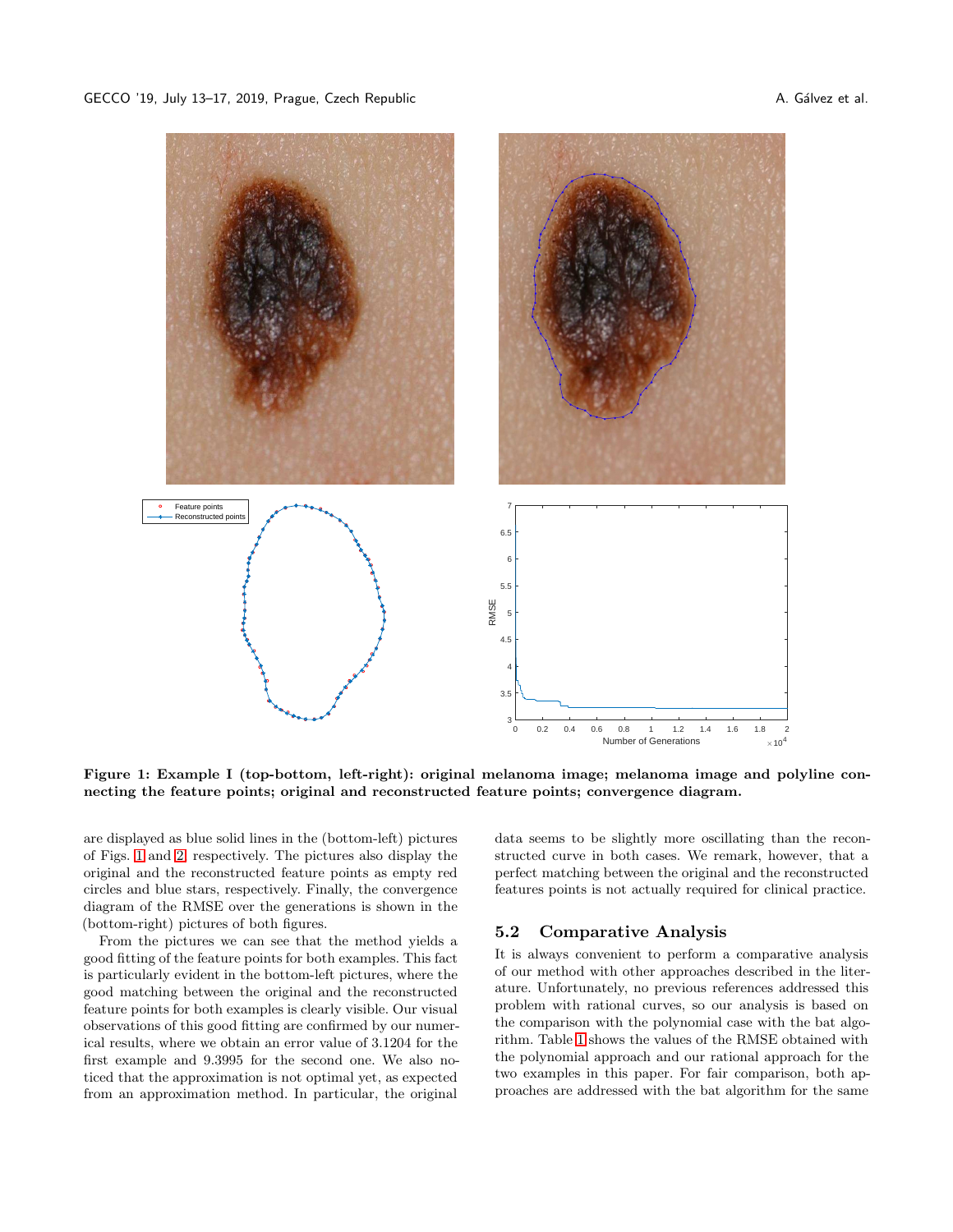Feature points
Reconstructed points

RMSE
7
6.5
6
5.5
5
4.5
4
3.5
3
0 0.2 0.4 0.6 0.8 1 1.2 1.4 1.6 1.8 2
Number of Generations
$\times 10^4$

**Figure 1: Example I (top-bottom, left-right): original melanoma image; melanoma image and polyline connecting the feature points; original and reconstructed feature points; convergence diagram.**

are displayed as blue solid lines in the (bottom-left) pictures of Figs. 1 and 2, respectively. The pictures also display the original and the reconstructed feature points as empty red circles and blue stars, respectively. Finally, the convergence diagram of the RMSE over the generations is shown in the (bottom-right) pictures of both figures.

From the pictures we can see that the method yields a good fitting of the feature points for both examples. This fact is particularly evident in the bottom-left pictures, where the good matching between the original and the reconstructed feature points for both examples is clearly visible. Our visual observations of this good fitting are confirmed by our numerical results, where we obtain an error value of 3.1204 for the first example and 9.3995 for the second one. We also noticed that the approximation is not optimal yet, as expected from an approximation method. In particular, the original data seems to be slightly more oscillating than the reconstructed curve in both cases. We remark, however, that a perfect matching between the original and the reconstructed features points is not actually required for clinical practice.

## 5.2 Comparative Analysis

It is always convenient to perform a comparative analysis of our method with other approaches described in the literature. Unfortunately, no previous references addressed this problem with rational curves, so our analysis is based on the comparison with the polynomial case with the bat algorithm. Table 1 shows the values of the RMSE obtained with the polynomial approach and our rational approach for the two examples in this paper. For fair comparison, both approaches are addressed with the bat algorithm for the same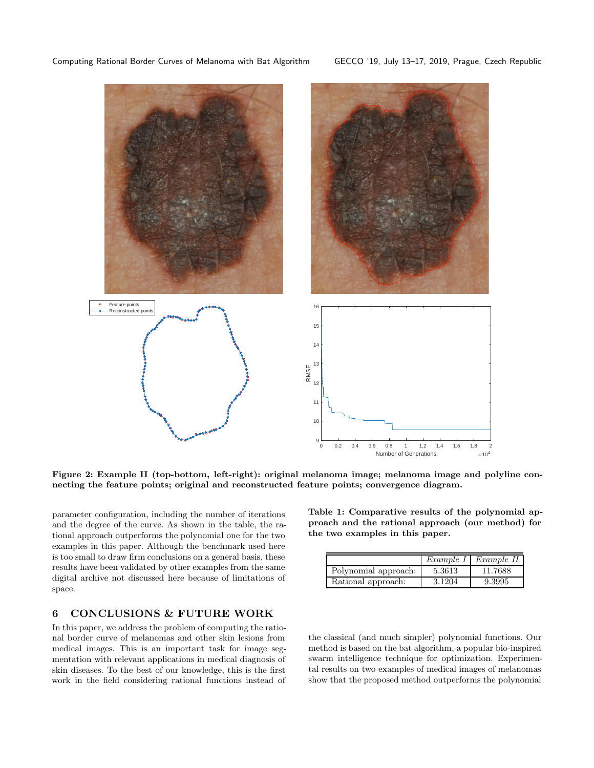Feature points
Reconstructed points

16
15
14
13
12
11
10
9
RMSE
0 0.2 0.4 0.6 0.8 1 1.2 1.4 1.6 1.8 2
Number of Generations
$\times 10^4$

**Figure 2: Example II (top-bottom, left-right): original melanoma image; melanoma image and polyline connecting the feature points; original and reconstructed feature points; convergence diagram.**

parameter configuration, including the number of iterations and the degree of the curve. As shown in the table, the rational approach outperforms the polynomial one for the two examples in this paper. Although the benchmark used here is too small to draw firm conclusions on a general basis, these results have been validated by other examples from the same digital archive not discussed here because of limitations of space.

**Table 1: Comparative results of the polynomial approach and the rational approach (our method) for the two examples in this paper.**

| | *Example I* | *Example II* |
|---|---|---|
| Polynomial approach: | 5.3613 | 11.7688 |
| Rational approach: | 3.1204 | 9.3995 |

## 6 CONCLUSIONS & FUTURE WORK

In this paper, we address the problem of computing the rational border curve of melanomas and other skin lesions from medical images. This is an important task for image segmentation with relevant applications in medical diagnosis of skin diseases. To the best of our knowledge, this is the first work in the field considering rational functions instead of the classical (and much simpler) polynomial functions. Our method is based on the bat algorithm, a popular bio-inspired swarm intelligence technique for optimization. Experimental results on two examples of medical images of melanomas show that the proposed method outperforms the polynomial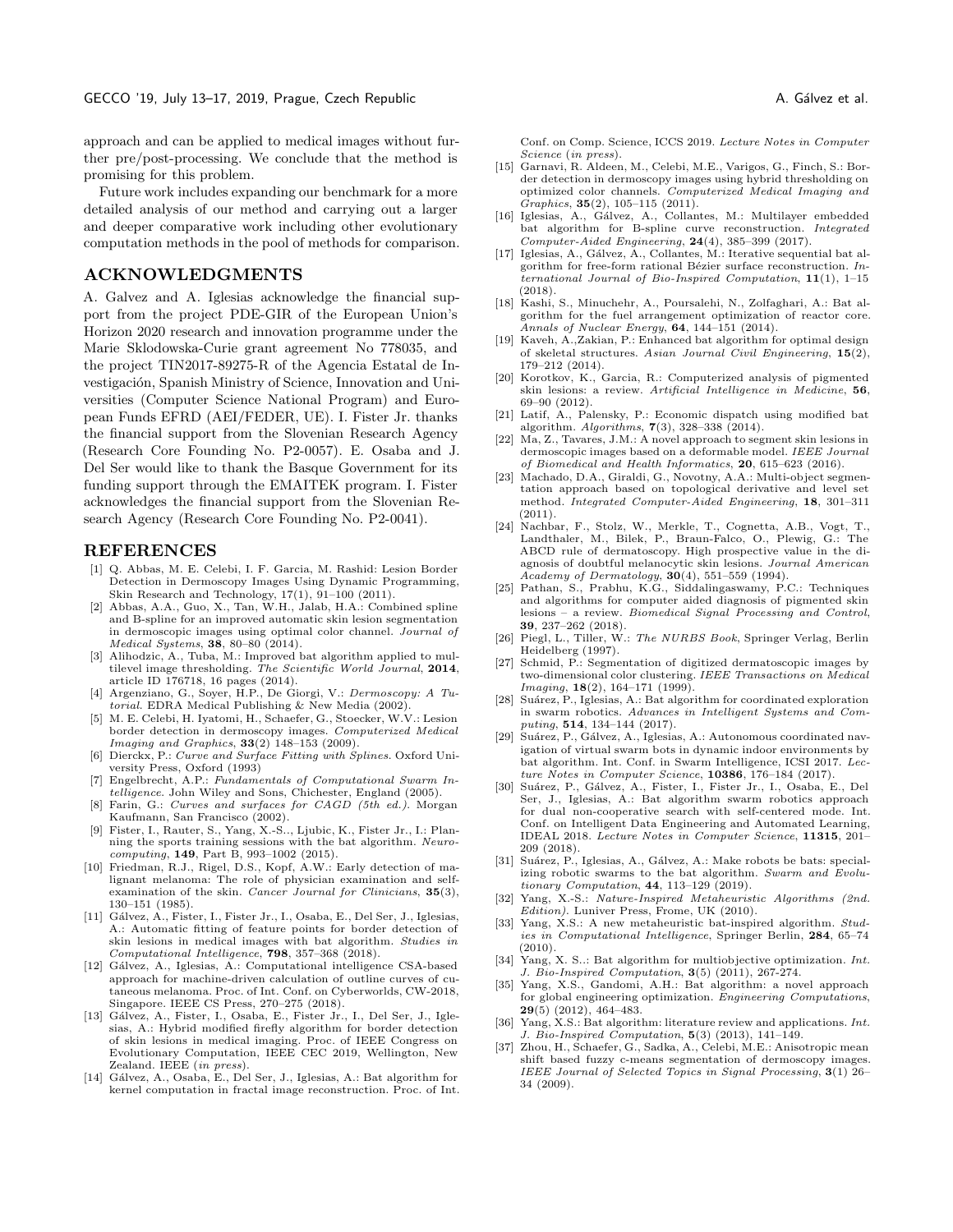approach and can be applied to medical images without further pre/post-processing. We conclude that the method is promising for this problem.

Future work includes expanding our benchmark for a more detailed analysis of our method and carrying out a larger and deeper comparative work including other evolutionary computation methods in the pool of methods for comparison.

## ACKNOWLEDGMENTS

A. Galvez and A. Iglesias acknowledge the financial support from the project PDE-GIR of the European Union's Horizon 2020 research and innovation programme under the Marie Sklodowska-Curie grant agreement No 778035, and the project TIN2017-89275-R of the Agencia Estatal de Investigación, Spanish Ministry of Science, Innovation and Universities (Computer Science National Program) and European Funds EFRD (AEI/FEDER, UE). I. Fister Jr. thanks the financial support from the Slovenian Research Agency (Research Core Founding No. P2-0057). E. Osaba and J. Del Ser would like to thank the Basque Government for its funding support through the EMAITEK program. I. Fister acknowledges the financial support from the Slovenian Research Agency (Research Core Founding No. P2-0041).

## REFERENCES

[1] Q. Abbas, M. E. Celebi, I. F. Garcia, M. Rashid: Lesion Border Detection in Dermoscopy Images Using Dynamic Programming, Skin Research and Technology, 17(1), 91–100 (2011).

[2] Abbas, A.A., Guo, X., Tan, W.H., Jalab, H.A.: Combined spline and B-spline for an improved automatic skin lesion segmentation in dermoscopic images using optimal color channel. *Journal of Medical Systems*, **38**, 80–80 (2014).

[3] Alihodzic, A., Tuba, M.: Improved bat algorithm applied to multilevel image thresholding. *The Scientific World Journal*, **2014**, article ID 176718, 16 pages (2014).

[4] Argenziano, G., Soyer, H.P., De Giorgi, V.: *Dermoscopy: A Tutorial*. EDRA Medical Publishing & New Media (2002).

[5] M. E. Celebi, H. Iyatomi, H., Schaefer, G., Stoecker, W.V.: Lesion border detection in dermoscopy images. *Computerized Medical Imaging and Graphics*, **33**(2) 148–153 (2009).

[6] Dierckx, P.: *Curve and Surface Fitting with Splines*. Oxford University Press, Oxford (1993)

[7] Engelbrecht, A.P.: *Fundamentals of Computational Swarm Intelligence*. John Wiley and Sons, Chichester, England (2005).

[8] Farin, G.: *Curves and surfaces for CAGD (5th ed.)*. Morgan Kaufmann, San Francisco (2002).

[9] Fister, I., Rauter, S., Yang, X.-S.., Ljubic, K., Fister Jr., I.: Planning the sports training sessions with the bat algorithm. *Neurocomputing*, **149**, Part B, 993–1002 (2015).

[10] Friedman, R.J., Rigel, D.S., Kopf, A.W.: Early detection of malignant melanoma: The role of physician examination and self-examination of the skin. *Cancer Journal for Clinicians*, **35**(3), 130–151 (1985).

[11] Gálvez, A., Fister, I., Fister Jr., I., Osaba, E., Del Ser, J., Iglesias, A.: Automatic fitting of feature points for border detection of skin lesions in medical images with bat algorithm. *Studies in Computational Intelligence*, **798**, 357–368 (2018).

[12] Gálvez, A., Iglesias, A.: Computational intelligence CSA-based approach for machine-driven calculation of outline curves of cutaneous melanoma. Proc. of Int. Conf. on Cyberworlds, CW-2018, Singapore. IEEE CS Press, 270–275 (2018).

[13] Gálvez, A., Fister, I., Osaba, E., Fister Jr., I., Del Ser, J., Iglesias, A.: Hybrid modified firefly algorithm for border detection of skin lesions in medical imaging. Proc. of IEEE Congress on Evolutionary Computation, IEEE CEC 2019, Wellington, New Zealand. IEEE (*in press*).

[14] Gálvez, A., Osaba, E., Del Ser, J., Iglesias, A.: Bat algorithm for kernel computation in fractal image reconstruction. Proc. of Int. Conf. on Comp. Science, ICCS 2019. *Lecture Notes in Computer Science* (*in press*).

[15] Garnavi, R. Aldeen, M., Celebi, M.E., Varigos, G., Finch, S.: Border detection in dermoscopy images using hybrid thresholding on optimized color channels. *Computerized Medical Imaging and Graphics*, **35**(2), 105–115 (2011).

[16] Iglesias, A., Gálvez, A., Collantes, M.: Multilayer embedded bat algorithm for B-spline curve reconstruction. *Integrated Computer-Aided Engineering*, **24**(4), 385–399 (2017).

[17] Iglesias, A., Gálvez, A., Collantes, M.: Iterative sequential bat algorithm for free-form rational Bézier surface reconstruction. *International Journal of Bio-Inspired Computation*, **11**(1), 1–15 (2018).

[18] Kashi, S., Minuchehr, A., Poursalehi, N., Zolfaghari, A.: Bat algorithm for the fuel arrangement optimization of reactor core. *Annals of Nuclear Energy*, **64**, 144–151 (2014).

[19] Kaveh, A.,Zakian, P.: Enhanced bat algorithm for optimal design of skeletal structures. *Asian Journal Civil Engineering*, **15**(2), 179–212 (2014).

[20] Korotkov, K., Garcia, R.: Computerized analysis of pigmented skin lesions: a review. *Artificial Intelligence in Medicine*, **56**, 69–90 (2012).

[21] Latif, A., Palensky, P.: Economic dispatch using modified bat algorithm. *Algorithms*, **7**(3), 328–338 (2014).

[22] Ma, Z., Tavares, J.M.: A novel approach to segment skin lesions in dermoscopic images based on a deformable model. *IEEE Journal of Biomedical and Health Informatics*, **20**, 615–623 (2016).

[23] Machado, D.A., Giraldi, G., Novotny, A.A.: Multi-object segmentation approach based on topological derivative and level set method. *Integrated Computer-Aided Engineering*, **18**, 301–311 (2011).

[24] Nachbar, F., Stolz, W., Merkle, T., Cognetta, A.B., Vogt, T., Landthaler, M., Bilek, P., Braun-Falco, O., Plewig, G.: The ABCD rule of dermatoscopy. High prospective value in the diagnosis of doubtful melanocytic skin lesions. *Journal American Academy of Dermatology*, **30**(4), 551–559 (1994).

[25] Pathan, S., Prabhu, K.G., Siddalingaswamy, P.C.: Techniques and algorithms for computer aided diagnosis of pigmented skin lesions – a review. *Biomedical Signal Processing and Control*, **39**, 237–262 (2018).

[26] Piegl, L., Tiller, W.: *The NURBS Book*, Springer Verlag, Berlin Heidelberg (1997).

[27] Schmid, P.: Segmentation of digitized dermatoscopic images by two-dimensional color clustering. *IEEE Transactions on Medical Imaging*, **18**(2), 164–171 (1999).

[28] Suárez, P., Iglesias, A.: Bat algorithm for coordinated exploration in swarm robotics. *Advances in Intelligent Systems and Computing*, **514**, 134–144 (2017).

[29] Suárez, P., Gálvez, A., Iglesias, A.: Autonomous coordinated navigation of virtual swarm bots in dynamic indoor environments by bat algorithm. Int. Conf. in Swarm Intelligence, ICSI 2017. *Lecture Notes in Computer Science*, **10386**, 176–184 (2017).

[30] Suárez, P., Gálvez, A., Fister, I., Fister Jr., I., Osaba, E., Del Ser, J., Iglesias, A.: Bat algorithm swarm robotics approach for dual non-cooperative search with self-centered mode. Int. Conf. on Intelligent Data Engineering and Automated Learning, IDEAL 2018. *Lecture Notes in Computer Science*, **11315**, 201–209 (2018).

[31] Suárez, P., Iglesias, A., Gálvez, A.: Make robots be bats: specializing robotic swarms to the bat algorithm. *Swarm and Evolutionary Computation*, **44**, 113–129 (2019).

[32] Yang, X.-S.: *Nature-Inspired Metaheuristic Algorithms (2nd. Edition)*. Luniver Press, Frome, UK (2010).

[33] Yang, X.S.: A new metaheuristic bat-inspired algorithm. *Studies in Computational Intelligence*, Springer Berlin, **284**, 65–74 (2010).

[34] Yang, X. S..: Bat algorithm for multiobjective optimization. *Int. J. Bio-Inspired Computation*, **3**(5) (2011), 267-274.

[35] Yang, X.S., Gandomi, A.H.: Bat algorithm: a novel approach for global engineering optimization. *Engineering Computations*, **29**(5) (2012), 464–483.

[36] Yang, X.S.: Bat algorithm: literature review and applications. *Int. J. Bio-Inspired Computation*, **5**(3) (2013), 141–149.

[37] Zhou, H., Schaefer, G., Sadka, A., Celebi, M.E.: Anisotropic mean shift based fuzzy c-means segmentation of dermoscopy images. *IEEE Journal of Selected Topics in Signal Processing*, **3**(1) 26–34 (2009).